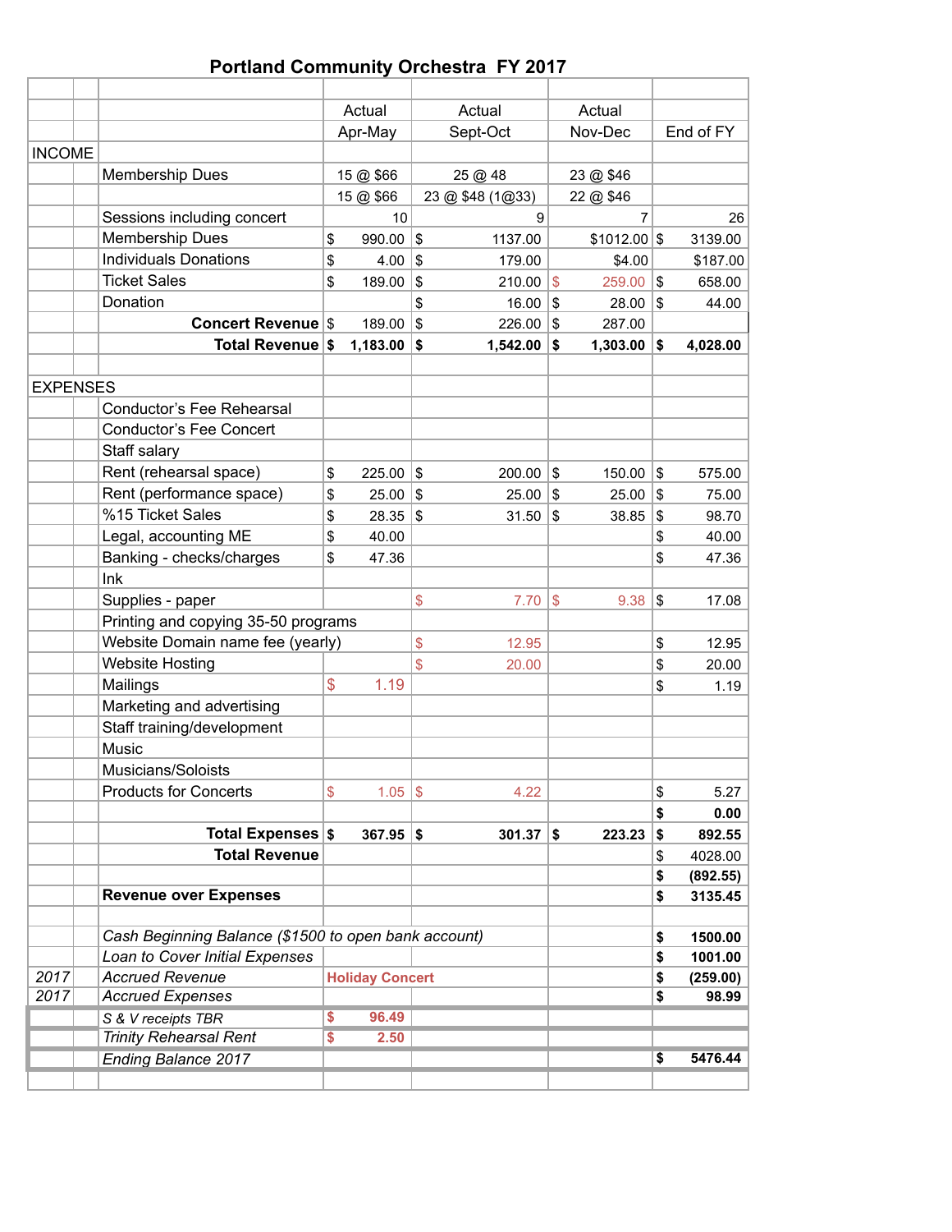# Portland Community Orchestra FY 2017

| | | | Actual | Actual | Actual | |
|---|---|---|---|---|---|---|
| | | | Apr-May | Sept-Oct | Nov-Dec | End of FY |
| INCOME | | | | | | |
| | | Membership Dues | 15 @ $66 | 25 @ 48 | 23 @ $46 | |
| | | | 15 @ $66 | 23 @ $48 (1@33) | 22 @ $46 | |
| | | Sessions including concert | 10 | 9 | 7 | 26 |
| | | Membership Dues | $ 990.00 | $ 1137.00 | $1012.00 | $ 3139.00 |
| | | Individuals Donations | $ 4.00 | $ 179.00 | $4.00 | $187.00 |
| | | Ticket Sales | $ 189.00 | $ 210.00 | $ 259.00 | $ 658.00 |
| | | Donation | | $ 16.00 | $ 28.00 | $ 44.00 |
| | | **Concert Revenue** | $ 189.00 | $ 226.00 | $ 287.00 | |
| | | **Total Revenue** | **$ 1,183.00** | **$ 1,542.00** | **$ 1,303.00** | **$ 4,028.00** |
| | | | | | | |
| EXPENSES | | | | | | |
| | | Conductor's Fee Rehearsal | | | | |
| | | Conductor's Fee Concert | | | | |
| | | Staff salary | | | | |
| | | Rent (rehearsal space) | $ 225.00 | $ 200.00 | $ 150.00 | $ 575.00 |
| | | Rent (performance space) | $ 25.00 | $ 25.00 | $ 25.00 | $ 75.00 |
| | | %15 Ticket Sales | $ 28.35 | $ 31.50 | $ 38.85 | $ 98.70 |
| | | Legal, accounting ME | $ 40.00 | | | $ 40.00 |
| | | Banking - checks/charges | $ 47.36 | | | $ 47.36 |
| | | Ink | | | | |
| | | Supplies - paper | | $ 7.70 | $ 9.38 | $ 17.08 |
| | | Printing and copying 35-50 programs | | | | |
| | | Website Domain name fee (yearly) | | $ 12.95 | | $ 12.95 |
| | | Website Hosting | | $ 20.00 | | $ 20.00 |
| | | Mailings | $ 1.19 | | | $ 1.19 |
| | | Marketing and advertising | | | | |
| | | Staff training/development | | | | |
| | | Music | | | | |
| | | Musicians/Soloists | | | | |
| | | Products for Concerts | $ 1.05 | $ 4.22 | | $ 5.27 |
| | | | | | | **$ 0.00** |
| | | **Total Expenses** | **$ 367.95** | **$ 301.37** | **$ 223.23** | **$ 892.55** |
| | | **Total Revenue** | | | | $ 4028.00 |
| | | | | | | **$ (892.55)** |
| | | **Revenue over Expenses** | | | | **$ 3135.45** |
| | | | | | | |
| | | *Cash Beginning Balance ($1500 to open bank account)* | | | | **$ 1500.00** |
| | | *Loan to Cover Initial Expenses* | | | | **$ 1001.00** |
| *2017* | | *Accrued Revenue* | **Holiday Concert** | | | **$ (259.00)** |
| *2017* | | *Accrued Expenses* | | | | **$ 98.99** |
| | | *S & V receipts TBR* | **$ 96.49** | | | |
| | | *Trinity Rehearsal Rent* | **$ 2.50** | | | |
| | | *Ending Balance 2017* | | | | **$ 5476.44** |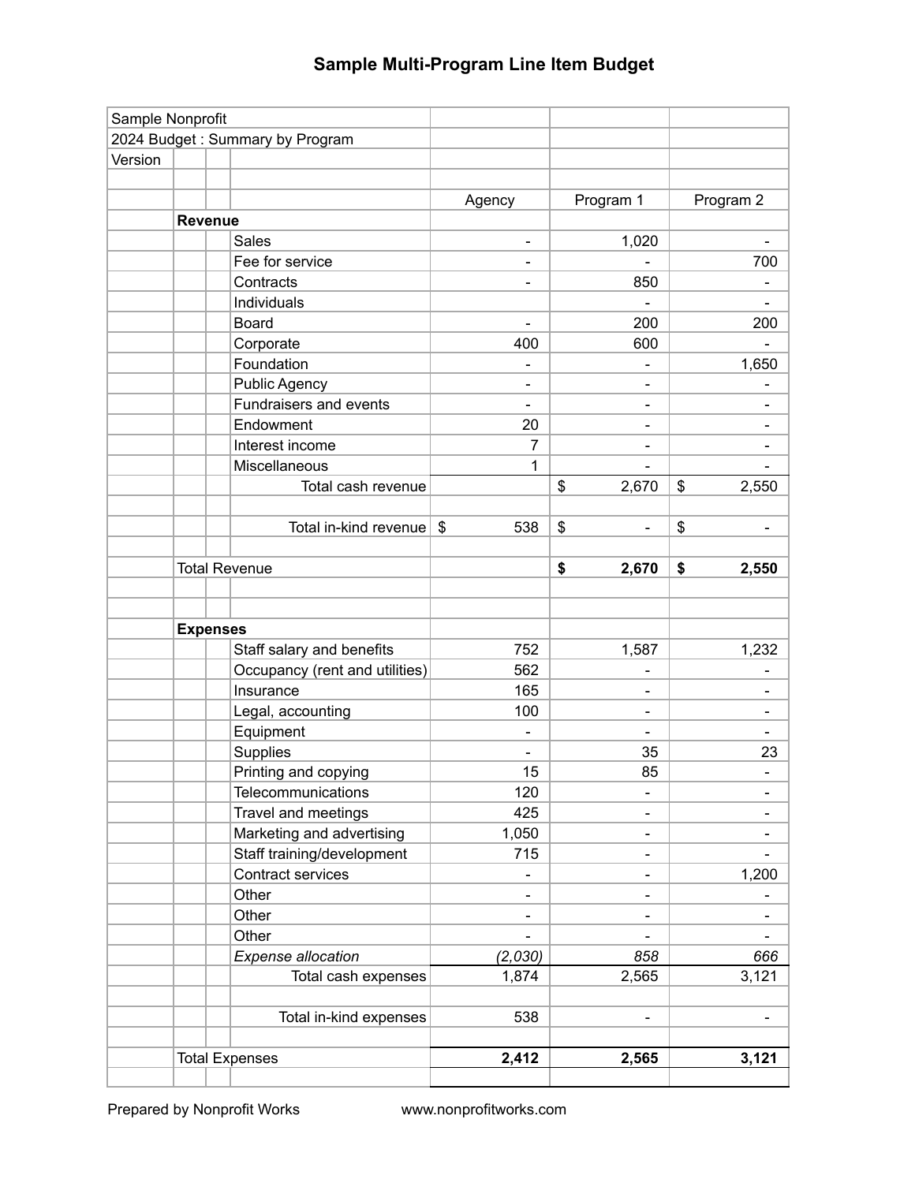# Sample Multi-Program Line Item Budget

| | Agency | Program 1 | Program 2 |
|---|---|---|---|
| Sample Nonprofit | | | |
| 2024 Budget : Summary by Program | | | |
| Version | | | |
| **Revenue** | | | |
| Sales | - | 1,020 | - |
| Fee for service | - | - | 700 |
| Contracts | - | 850 | - |
| Individuals | | - | - |
| Board | - | 200 | 200 |
| Corporate | 400 | 600 | - |
| Foundation | - | - | 1,650 |
| Public Agency | - | - | - |
| Fundraisers and events | - | - | - |
| Endowment | 20 | - | - |
| Interest income | 7 | - | - |
| Miscellaneous | 1 | - | - |
| Total cash revenue | | $ 2,670 | $ 2,550 |
| Total in-kind revenue | $ 538 | $ - | $ - |
| Total Revenue | | **$ 2,670** | **$ 2,550** |
| **Expenses** | | | |
| Staff salary and benefits | 752 | 1,587 | 1,232 |
| Occupancy (rent and utilities) | 562 | - | - |
| Insurance | 165 | - | - |
| Legal, accounting | 100 | - | - |
| Equipment | - | - | - |
| Supplies | - | 35 | 23 |
| Printing and copying | 15 | 85 | - |
| Telecommunications | 120 | - | - |
| Travel and meetings | 425 | - | - |
| Marketing and advertising | 1,050 | - | - |
| Staff training/development | 715 | - | - |
| Contract services | - | - | 1,200 |
| Other | - | - | - |
| Other | - | - | - |
| Other | - | - | - |
| *Expense allocation* | *(2,030)* | *858* | *666* |
| Total cash expenses | 1,874 | 2,565 | 3,121 |
| Total in-kind expenses | 538 | - | - |
| Total Expenses | **2,412** | **2,565** | **3,121** |

Prepared by Nonprofit Works www.nonprofitworks.com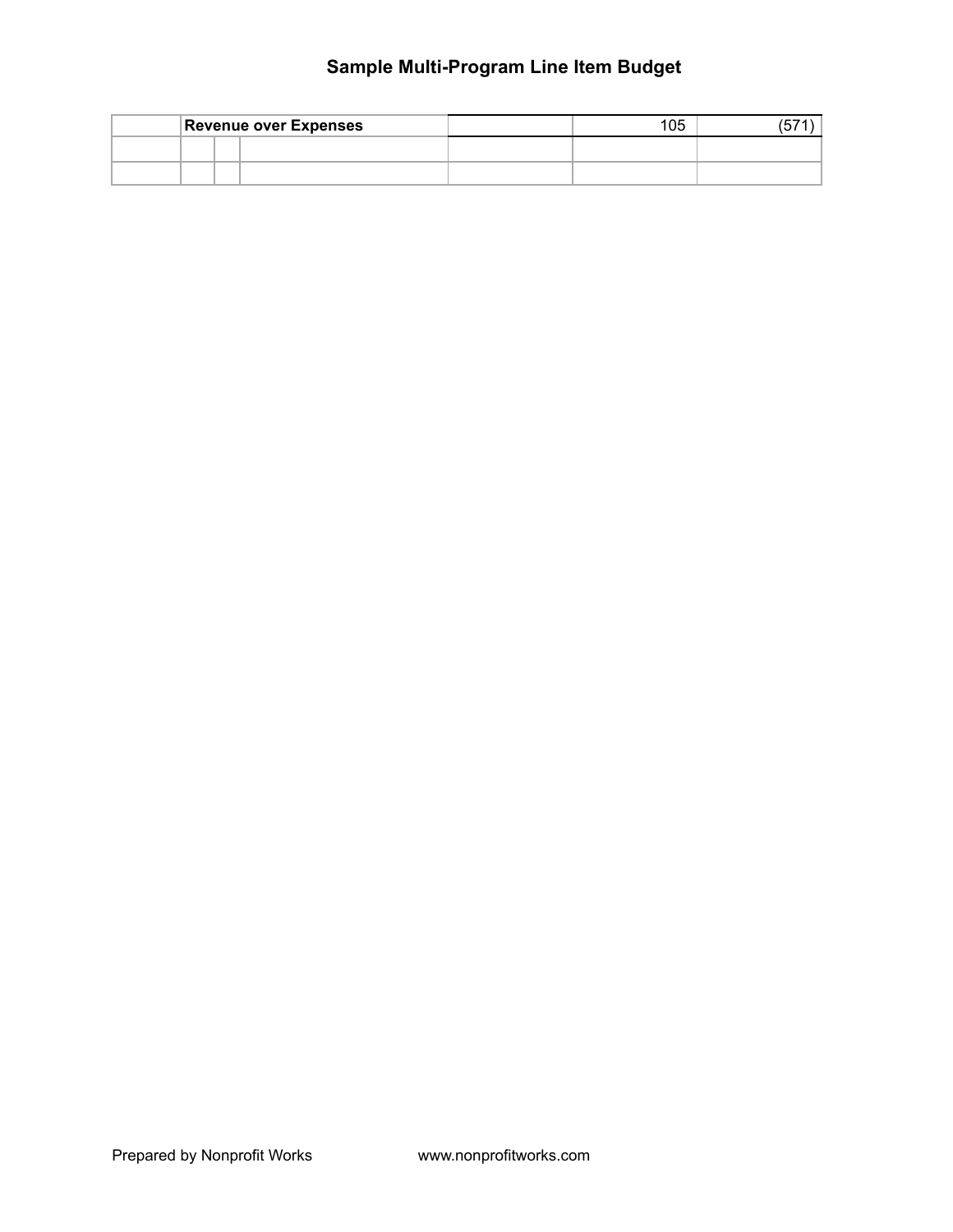# Sample Multi-Program Line Item Budget

| | | | | | | |
|---|---|---|---|---|---|---|
| | **Revenue over Expenses** | | | | 105 | (571) |
| | | | | | | |
| | | | | | | |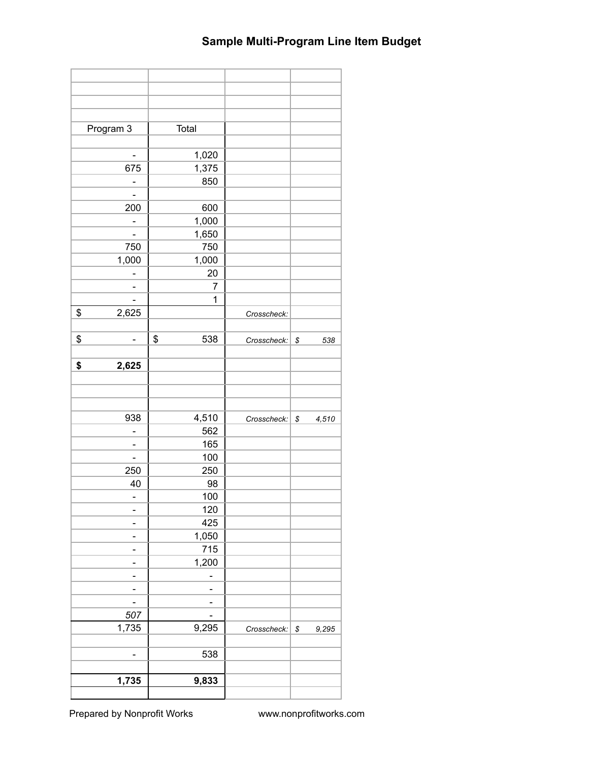# Sample Multi-Program Line Item Budget

| | | | |
|---|---|---|---|
| | | | |
| | | | |
| | | | |
| Program 3 | Total | | |
| | | | |
| - | 1,020 | | |
| 675 | 1,375 | | |
| - | 850 | | |
| - | | | |
| 200 | 600 | | |
| - | 1,000 | | |
| - | 1,650 | | |
| 750 | 750 | | |
| 1,000 | 1,000 | | |
| - | 20 | | |
| - | 7 | | |
| - | 1 | | |
| $ 2,625 | | *Crosscheck:* | |
| | | | |
| $ - | $ 538 | *Crosscheck:* | *$ 538* |
| | | | |
| **$ 2,625** | | | |
| | | | |
| | | | |
| | | | |
| 938 | 4,510 | *Crosscheck:* | *$ 4,510* |
| - | 562 | | |
| - | 165 | | |
| - | 100 | | |
| 250 | 250 | | |
| 40 | 98 | | |
| - | 100 | | |
| - | 120 | | |
| - | 425 | | |
| - | 1,050 | | |
| - | 715 | | |
| - | 1,200 | | |
| - | - | | |
| - | - | | |
| - | - | | |
| *507* | - | | |
| 1,735 | 9,295 | *Crosscheck:* | *$ 9,295* |
| | | | |
| - | 538 | | |
| | | | |
| **1,735** | **9,833** | | |
| | | | |

Prepared by Nonprofit Works www.nonprofitworks.com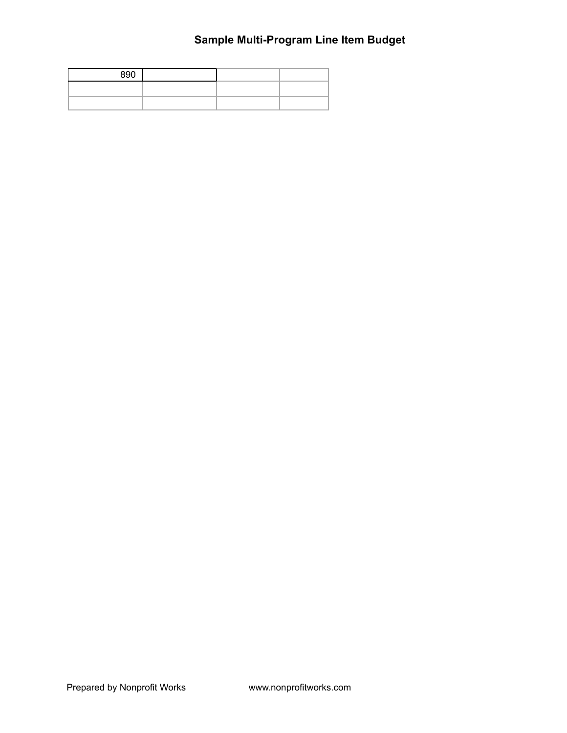| 890 | | | |
|---|---|---|---|
| | | | |
| | | | |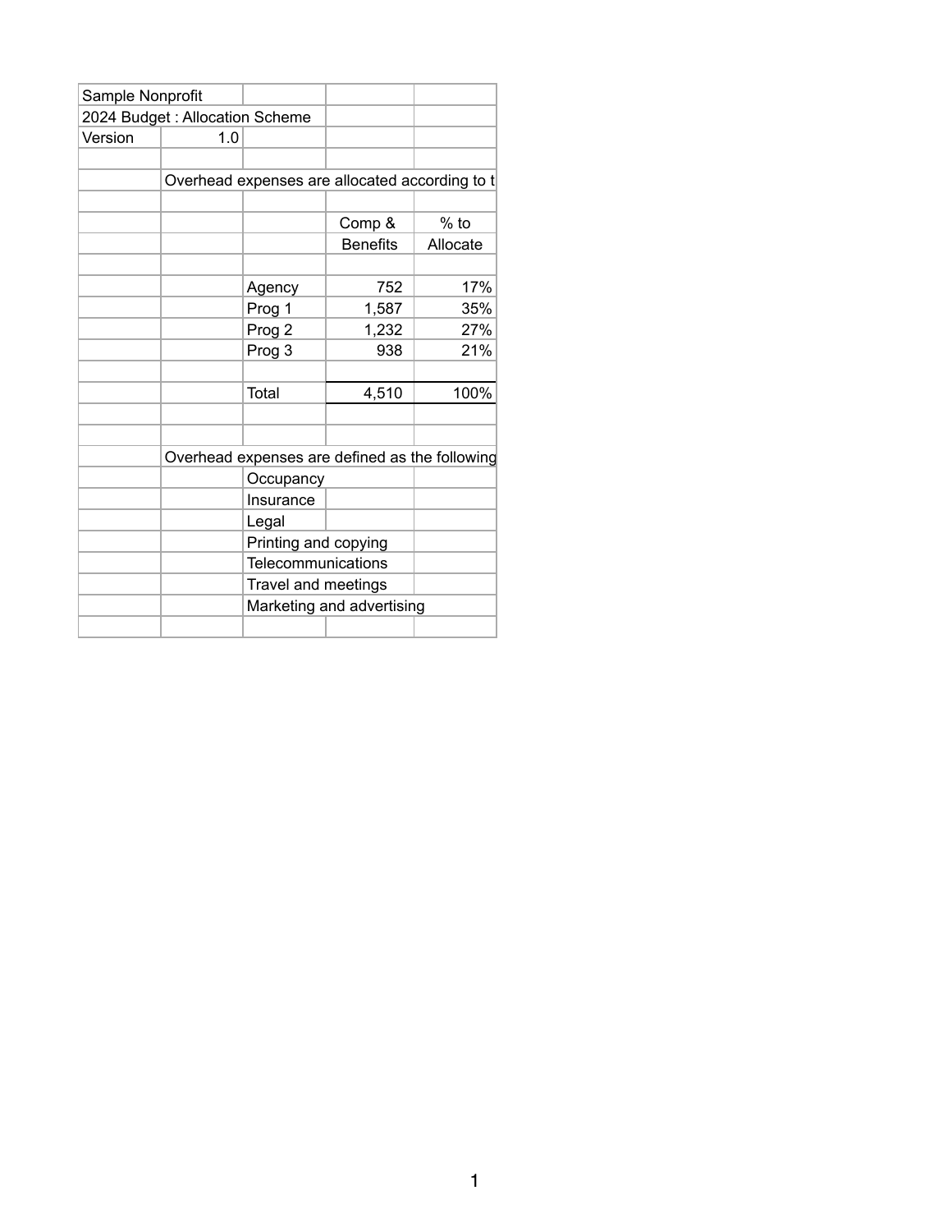Sample Nonprofit

2024 Budget : Allocation Scheme

Version 1.0

Overhead expenses are allocated according to t

| | Comp & Benefits | % to Allocate |
|---|---:|---:|
| Agency | 752 | 17% |
| Prog 1 | 1,587 | 35% |
| Prog 2 | 1,232 | 27% |
| Prog 3 | 938 | 21% |
| Total | 4,510 | 100% |

Overhead expenses are defined as the following

- Occupancy
- Insurance
- Legal
- Printing and copying
- Telecommunications
- Travel and meetings
- Marketing and advertising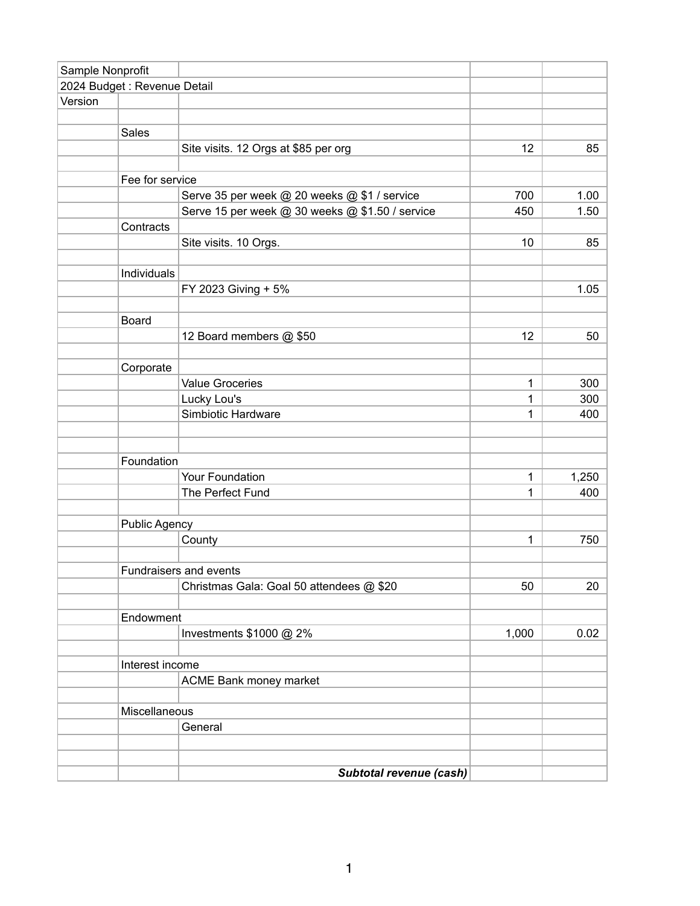| Sample Nonprofit | | | | |
|---|---|---|---|---|
| 2024 Budget : Revenue Detail | | | | |
| Version | | | | |
| | | | | |
| | Sales | | | |
| | | Site visits. 12 Orgs at $85 per org | 12 | 85 |
| | | | | |
| | Fee for service | | | |
| | | Serve 35 per week @ 20 weeks @ $1 / service | 700 | 1.00 |
| | | Serve 15 per week @ 30 weeks @ $1.50 / service | 450 | 1.50 |
| | Contracts | | | |
| | | Site visits. 10 Orgs. | 10 | 85 |
| | | | | |
| | Individuals | | | |
| | | FY 2023 Giving + 5% | | 1.05 |
| | | | | |
| | Board | | | |
| | | 12 Board members @ $50 | 12 | 50 |
| | | | | |
| | Corporate | | | |
| | | Value Groceries | 1 | 300 |
| | | Lucky Lou's | 1 | 300 |
| | | Simbiotic Hardware | 1 | 400 |
| | | | | |
| | | | | |
| | Foundation | | | |
| | | Your Foundation | 1 | 1,250 |
| | | The Perfect Fund | 1 | 400 |
| | | | | |
| | Public Agency | | | |
| | | County | 1 | 750 |
| | | | | |
| | Fundraisers and events | | | |
| | | Christmas Gala: Goal 50 attendees @ $20 | 50 | 20 |
| | | | | |
| | Endowment | | | |
| | | Investments $1000 @ 2% | 1,000 | 0.02 |
| | | | | |
| | Interest income | | | |
| | | ACME Bank money market | | |
| | | | | |
| | Miscellaneous | | | |
| | | General | | |
| | | | | |
| | | | | |
| | | ***Subtotal revenue (cash)*** | | |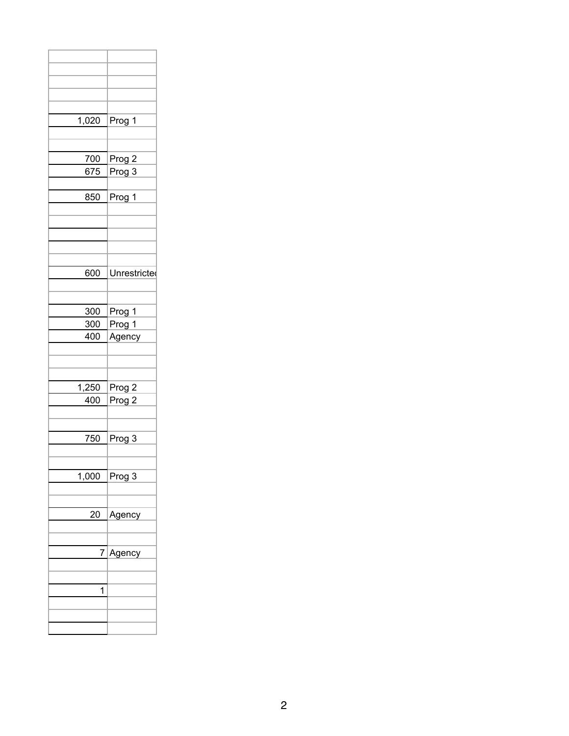| | |
|---|---|
| | |
| | |
| | |
| | |
| 1,020 | Prog 1 |
| | |
| | |
| 700 | Prog 2 |
| 675 | Prog 3 |
| | |
| 850 | Prog 1 |
| | |
| | |
| | |
| | |
| 600 | Unrestricted |
| | |
| | |
| 300 | Prog 1 |
| 300 | Prog 1 |
| 400 | Agency |
| | |
| | |
| | |
| 1,250 | Prog 2 |
| 400 | Prog 2 |
| | |
| | |
| 750 | Prog 3 |
| | |
| | |
| 1,000 | Prog 3 |
| | |
| | |
| 20 | Agency |
| | |
| | |
| 7 | Agency |
| | |
| | |
| 1 | |
| | |
| | |
| | |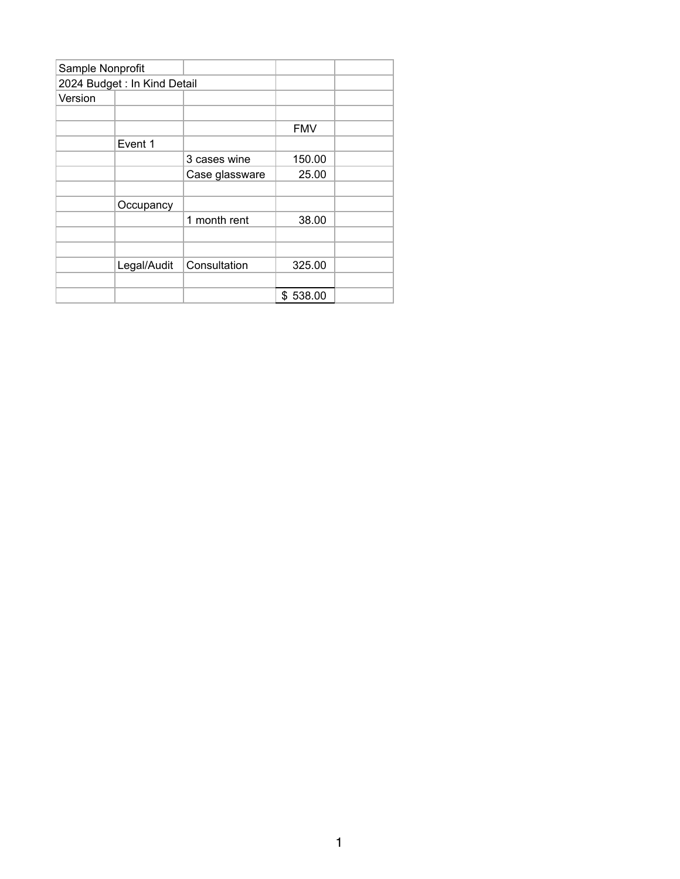| Sample Nonprofit | | | | |
|---|---|---|---|---|
| 2024 Budget : In Kind Detail | | | | |
| Version | | | | |
| | | | | |
| | | | FMV | |
| | Event 1 | | | |
| | | 3 cases wine | 150.00 | |
| | | Case glassware | 25.00 | |
| | | | | |
| | Occupancy | | | |
| | | 1 month rent | 38.00 | |
| | | | | |
| | | | | |
| | Legal/Audit | Consultation | 325.00 | |
| | | | | |
| | | | $ 538.00 | |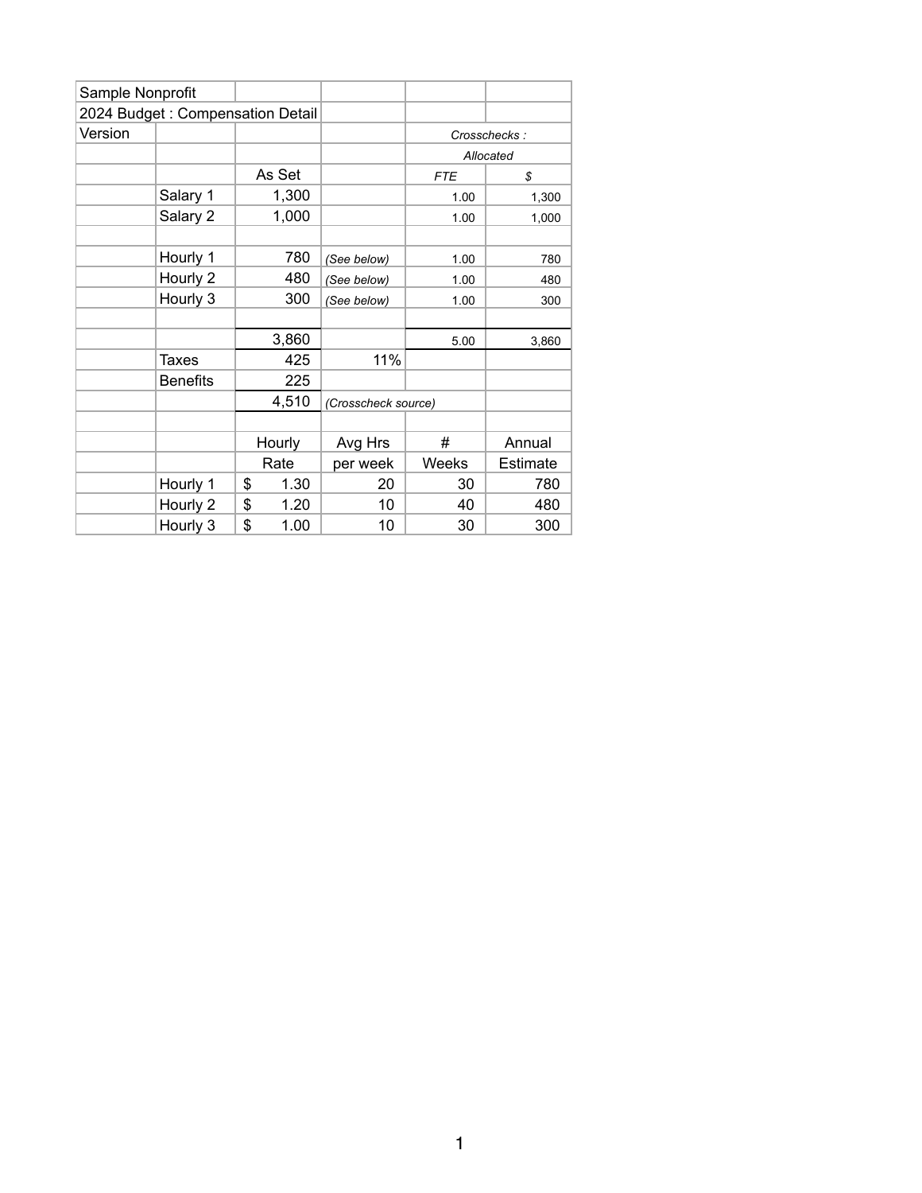| Sample Nonprofit | | | | | |
|---|---|---|---|---|---|
| 2024 Budget : Compensation Detail | | | | | |
| Version | | | | *Crosschecks :* | |
| | | | | *Allocated* | |
| | | As Set | | *FTE* | *$* |
| | Salary 1 | 1,300 | | 1.00 | 1,300 |
| | Salary 2 | 1,000 | | 1.00 | 1,000 |
| | | | | | |
| | Hourly 1 | 780 | *(See below)* | 1.00 | 780 |
| | Hourly 2 | 480 | *(See below)* | 1.00 | 480 |
| | Hourly 3 | 300 | *(See below)* | 1.00 | 300 |
| | | | | | |
| | | 3,860 | | 5.00 | 3,860 |
| | Taxes | 425 | 11% | | |
| | Benefits | 225 | | | |
| | | 4,510 | *(Crosscheck source)* | | |
| | | | | | |
| | | Hourly | Avg Hrs | # | Annual |
| | | Rate | per week | Weeks | Estimate |
| | Hourly 1 | $ 1.30 | 20 | 30 | 780 |
| | Hourly 2 | $ 1.20 | 10 | 40 | 480 |
| | Hourly 3 | $ 1.00 | 10 | 30 | 300 |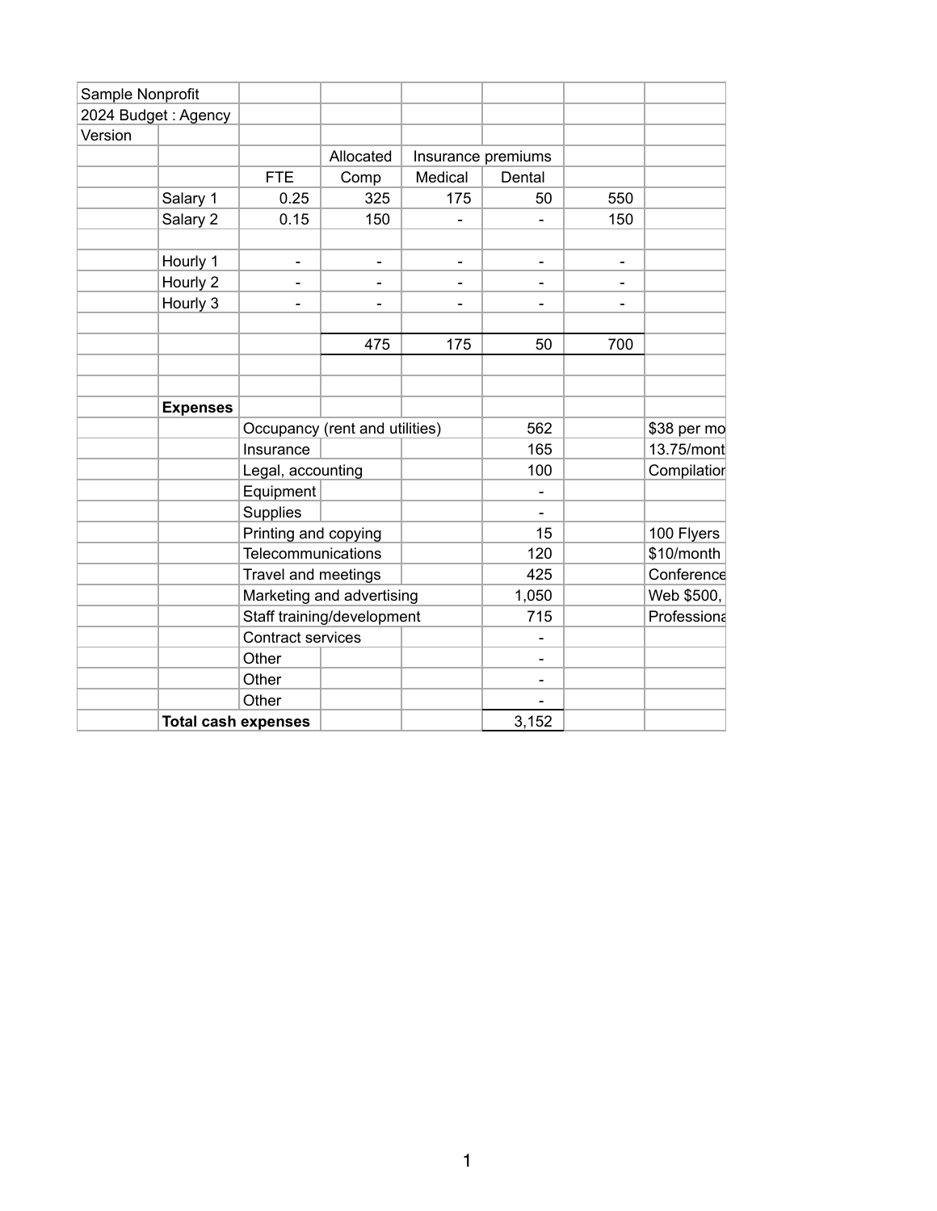| Sample Nonprofit | | | | | | | |
|---|---|---|---|---|---|---|---|
| 2024 Budget : Agency | | | | | | | |
| Version | | | | | | | |
| | | | Allocated | Insurance premiums | | | |
| | | FTE | Comp | Medical | Dental | | |
| | Salary 1 | 0.25 | 325 | 175 | 50 | 550 | |
| | Salary 2 | 0.15 | 150 | - | - | 150 | |
| | | | | | | | |
| | Hourly 1 | - | - | - | - | - | |
| | Hourly 2 | - | - | - | - | - | |
| | Hourly 3 | - | - | - | - | - | |
| | | | | | | | |
| | | | 475 | 175 | 50 | 700 | |
| | | | | | | | |
| | | | | | | | |
| | **Expenses** | | | | | | |
| | | Occupancy (rent and utilities) | | | 562 | | $38 per mo |
| | | Insurance | | | 165 | | 13.75/mont |
| | | Legal, accounting | | | 100 | | Compilation |
| | | Equipment | | | - | | |
| | | Supplies | | | - | | |
| | | Printing and copying | | | 15 | | 100 Flyers |
| | | Telecommunications | | | 120 | | $10/month |
| | | Travel and meetings | | | 425 | | Conference |
| | | Marketing and advertising | | | 1,050 | | Web $500, |
| | | Staff training/development | | | 715 | | Professiona |
| | | Contract services | | | - | | |
| | | Other | | | - | | |
| | | Other | | | - | | |
| | | Other | | | - | | |
| | **Total cash expenses** | | | | 3,152 | | |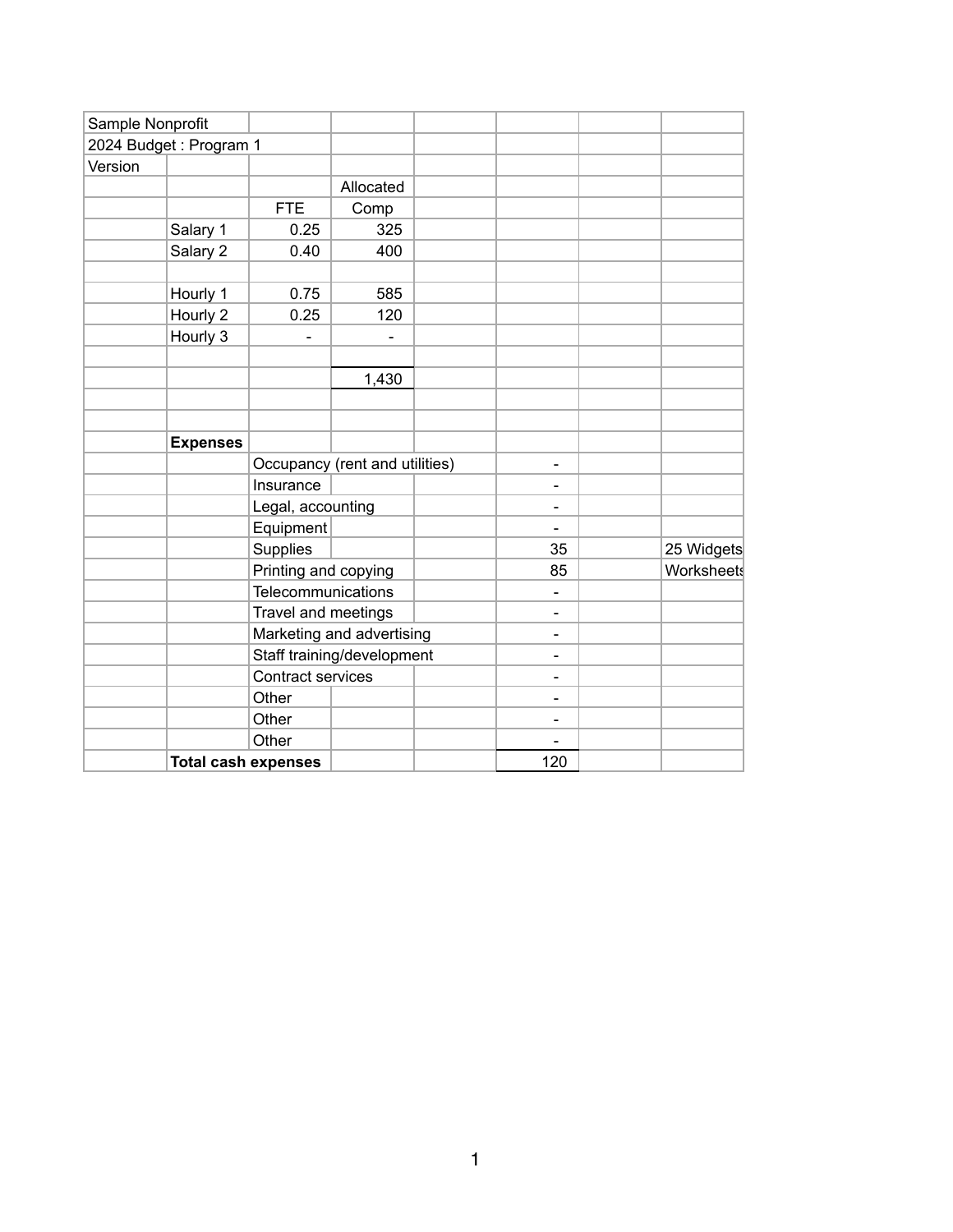| Sample Nonprofit | | | | | | |
|---|---|---|---|---|---|---|
| 2024 Budget : Program 1 | | | | | | |
| Version | | | | | | |
| | | | Allocated | | | |
| | | FTE | Comp | | | |
| | Salary 1 | 0.25 | 325 | | | |
| | Salary 2 | 0.40 | 400 | | | |
| | | | | | | |
| | Hourly 1 | 0.75 | 585 | | | |
| | Hourly 2 | 0.25 | 120 | | | |
| | Hourly 3 | - | - | | | |
| | | | | | | |
| | | | 1,430 | | | |
| | | | | | | |
| | | | | | | |
| | **Expenses** | | | | | |
| | | Occupancy (rent and utilities) | | - | | |
| | | Insurance | | - | | |
| | | Legal, accounting | | - | | |
| | | Equipment | | - | | |
| | | Supplies | | 35 | | 25 Widgets |
| | | Printing and copying | | 85 | | Worksheets |
| | | Telecommunications | | - | | |
| | | Travel and meetings | | - | | |
| | | Marketing and advertising | | - | | |
| | | Staff training/development | | - | | |
| | | Contract services | | - | | |
| | | Other | | - | | |
| | | Other | | - | | |
| | | Other | | - | | |
| | **Total cash expenses** | | | 120 | | |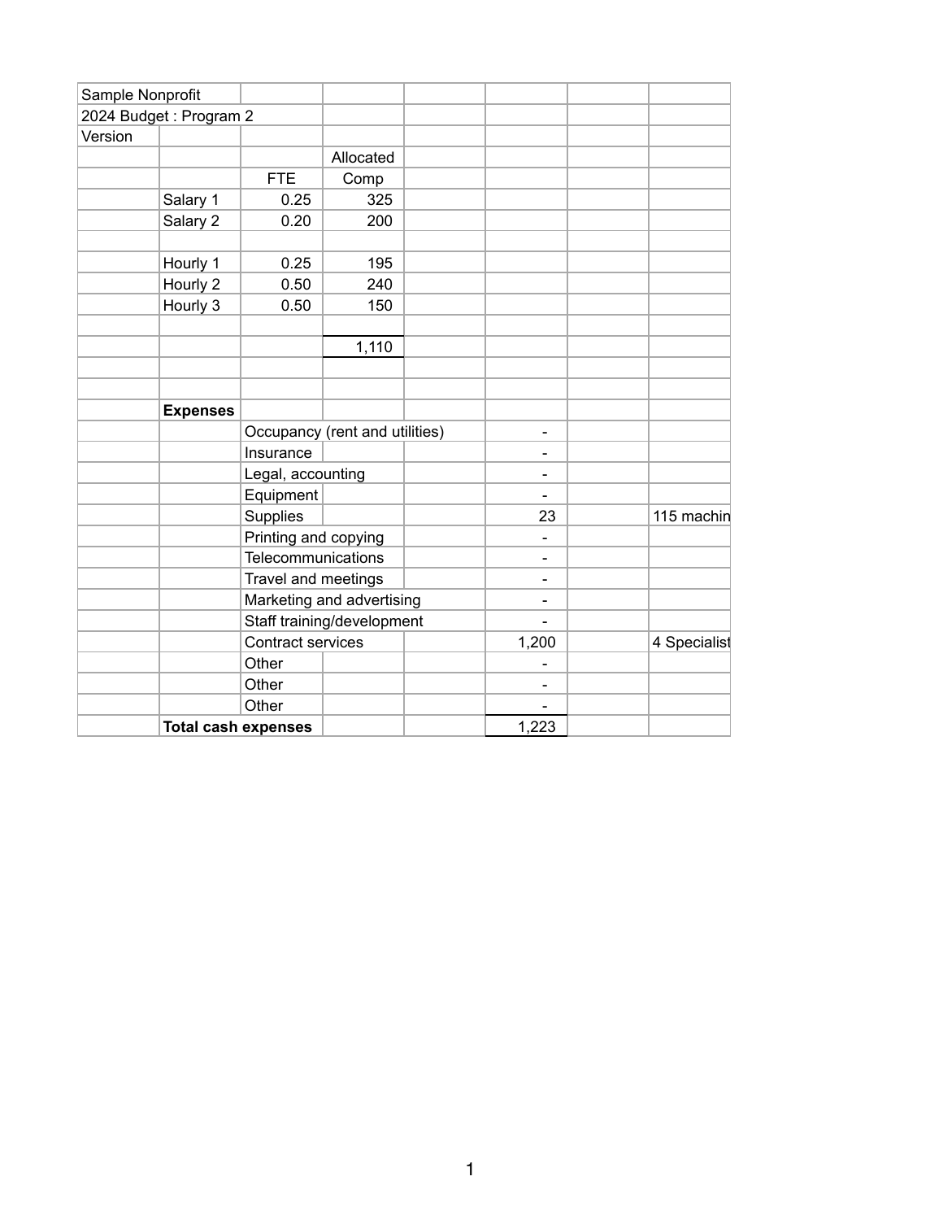| Sample Nonprofit | | | | | | | |
|---|---|---|---|---|---|---|---|
| 2024 Budget : Program 2 | | | | | | | |
| Version | | | | | | | |
| | | | Allocated | | | | |
| | | FTE | Comp | | | | |
| | Salary 1 | 0.25 | 325 | | | | |
| | Salary 2 | 0.20 | 200 | | | | |
| | | | | | | | |
| | Hourly 1 | 0.25 | 195 | | | | |
| | Hourly 2 | 0.50 | 240 | | | | |
| | Hourly 3 | 0.50 | 150 | | | | |
| | | | | | | | |
| | | | 1,110 | | | | |
| | | | | | | | |
| | | | | | | | |
| | **Expenses** | | | | | | |
| | | Occupancy (rent and utilities) | | | - | | |
| | | Insurance | | | - | | |
| | | Legal, accounting | | | - | | |
| | | Equipment | | | - | | |
| | | Supplies | | | 23 | | 115 machin |
| | | Printing and copying | | | - | | |
| | | Telecommunications | | | - | | |
| | | Travel and meetings | | | - | | |
| | | Marketing and advertising | | | - | | |
| | | Staff training/development | | | - | | |
| | | Contract services | | | 1,200 | | 4 Specialist |
| | | Other | | | - | | |
| | | Other | | | - | | |
| | | Other | | | - | | |
| | **Total cash expenses** | | | | 1,223 | | |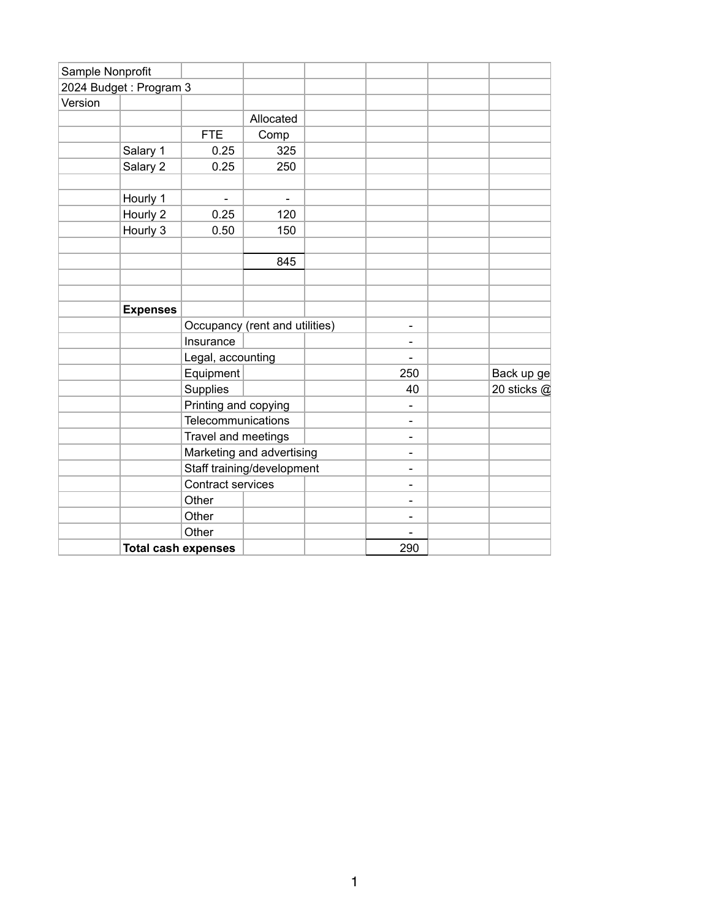| | | | | | | |
|---|---|---|---|---|---|---|
| Sample Nonprofit | | | | | | |
| 2024 Budget : Program 3 | | | | | | |
| Version | | | | | | |
| | | | Allocated | | | |
| | | FTE | Comp | | | |
| | Salary 1 | 0.25 | 325 | | | |
| | Salary 2 | 0.25 | 250 | | | |
| | | | | | | |
| | Hourly 1 | - | - | | | |
| | Hourly 2 | 0.25 | 120 | | | |
| | Hourly 3 | 0.50 | 150 | | | |
| | | | | | | |
| | | | 845 | | | |
| | | | | | | |
| | | | | | | |
| | **Expenses** | | | | | |
| | | Occupancy (rent and utilities) | | - | | |
| | | Insurance | | - | | |
| | | Legal, accounting | | - | | |
| | | Equipment | | 250 | | Back up ge |
| | | Supplies | | 40 | | 20 sticks @ |
| | | Printing and copying | | - | | |
| | | Telecommunications | | - | | |
| | | Travel and meetings | | - | | |
| | | Marketing and advertising | | - | | |
| | | Staff training/development | | - | | |
| | | Contract services | | - | | |
| | | Other | | - | | |
| | | Other | | - | | |
| | | Other | | - | | |
| | **Total cash expenses** | | | 290 | | |